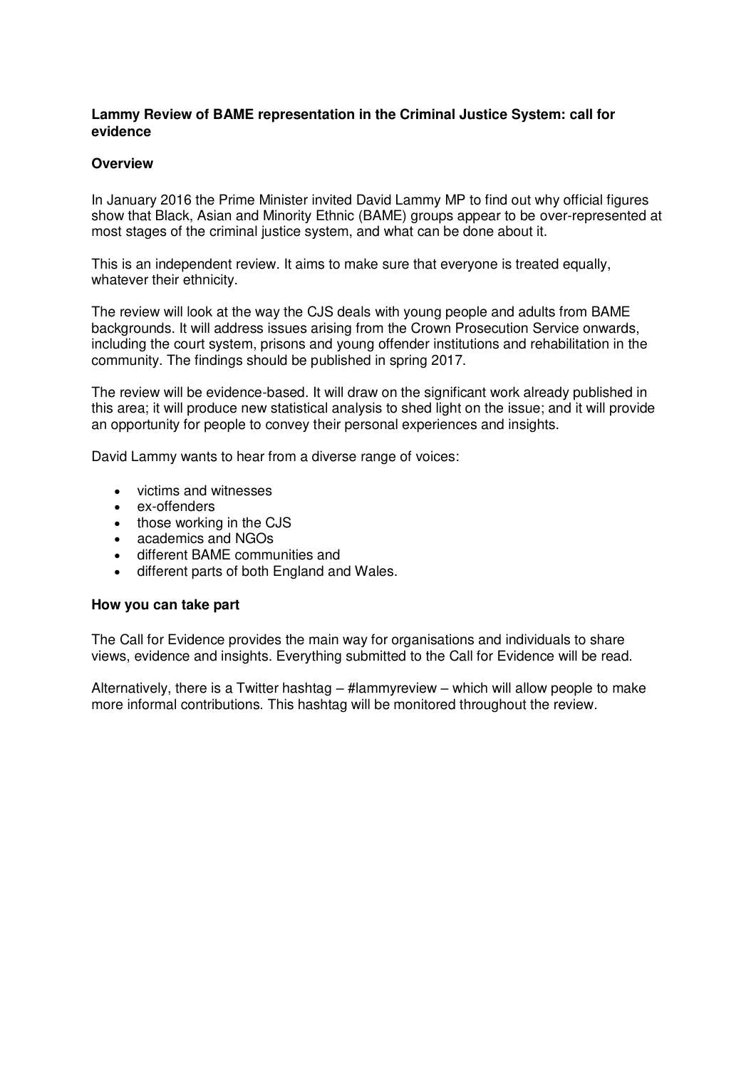# Lammy Review of BAME representation in the Criminal Justice System: call for evidence

## Overview

In January 2016 the Prime Minister invited David Lammy MP to find out why official figures show that Black, Asian and Minority Ethnic (BAME) groups appear to be over-represented at most stages of the criminal justice system, and what can be done about it.

This is an independent review. It aims to make sure that everyone is treated equally, whatever their ethnicity.

The review will look at the way the CJS deals with young people and adults from BAME backgrounds. It will address issues arising from the Crown Prosecution Service onwards, including the court system, prisons and young offender institutions and rehabilitation in the community. The findings should be published in spring 2017.

The review will be evidence-based. It will draw on the significant work already published in this area; it will produce new statistical analysis to shed light on the issue; and it will provide an opportunity for people to convey their personal experiences and insights.

David Lammy wants to hear from a diverse range of voices:

- victims and witnesses
- ex-offenders
- those working in the CJS
- academics and NGOs
- different BAME communities and
- different parts of both England and Wales.

## How you can take part

The Call for Evidence provides the main way for organisations and individuals to share views, evidence and insights. Everything submitted to the Call for Evidence will be read.

Alternatively, there is a Twitter hashtag – #lammyreview – which will allow people to make more informal contributions. This hashtag will be monitored throughout the review.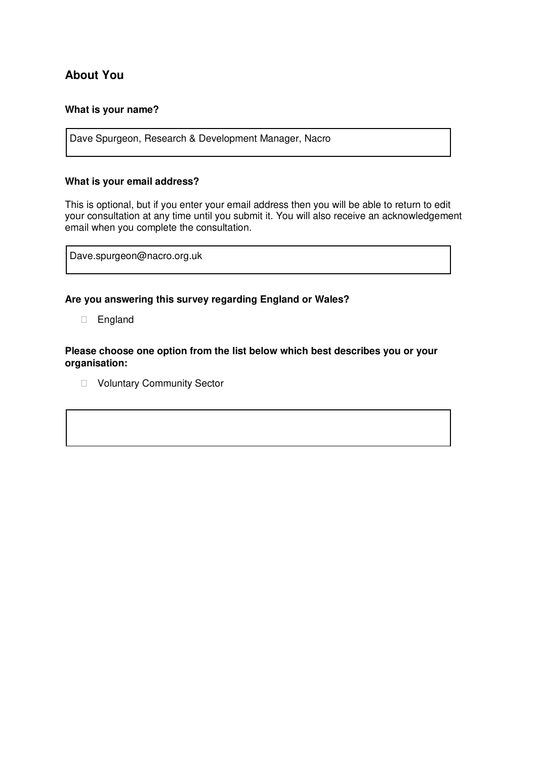## About You

**What is your name?**

Dave Spurgeon, Research & Development Manager, Nacro

**What is your email address?**

This is optional, but if you enter your email address then you will be able to return to edit your consultation at any time until you submit it. You will also receive an acknowledgement email when you complete the consultation.

Dave.spurgeon@nacro.org.uk

**Are you answering this survey regarding England or Wales?**

- England

**Please choose one option from the list below which best describes you or your organisation:**

- Voluntary Community Sector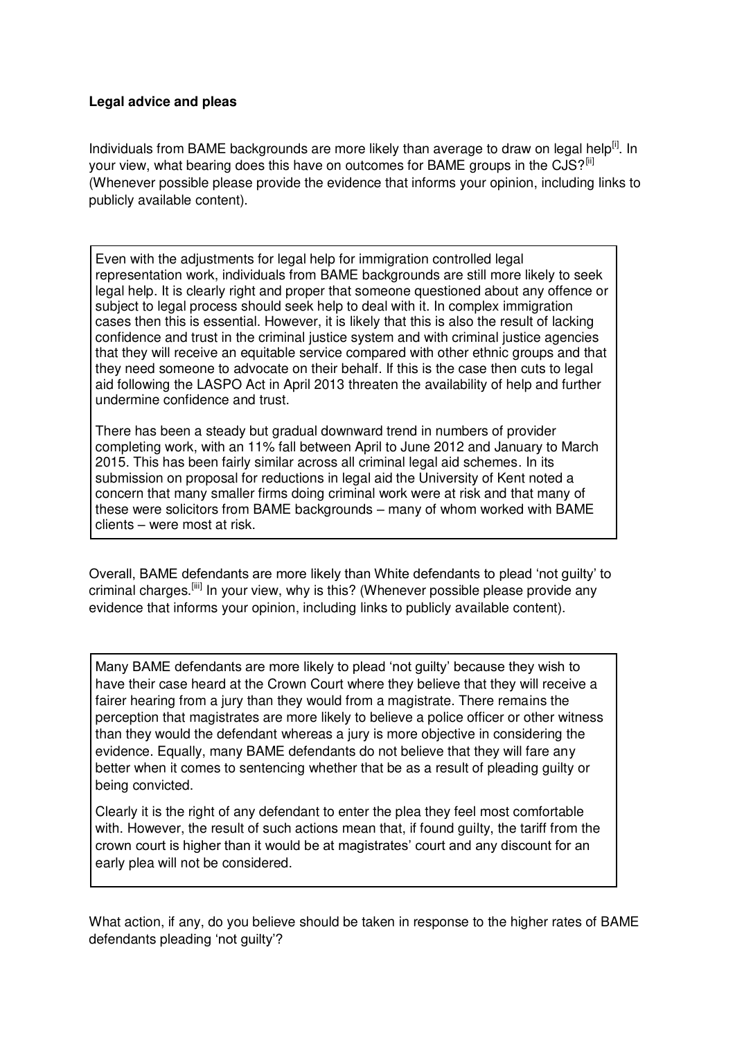**Legal advice and pleas**

Individuals from BAME backgrounds are more likely than average to draw on legal help[i]. In your view, what bearing does this have on outcomes for BAME groups in the CJS?[ii] (Whenever possible please provide the evidence that informs your opinion, including links to publicly available content).

> Even with the adjustments for legal help for immigration controlled legal representation work, individuals from BAME backgrounds are still more likely to seek legal help. It is clearly right and proper that someone questioned about any offence or subject to legal process should seek help to deal with it. In complex immigration cases then this is essential. However, it is likely that this is also the result of lacking confidence and trust in the criminal justice system and with criminal justice agencies that they will receive an equitable service compared with other ethnic groups and that they need someone to advocate on their behalf. If this is the case then cuts to legal aid following the LASPO Act in April 2013 threaten the availability of help and further undermine confidence and trust.
>
> There has been a steady but gradual downward trend in numbers of provider completing work, with an 11% fall between April to June 2012 and January to March 2015. This has been fairly similar across all criminal legal aid schemes. In its submission on proposal for reductions in legal aid the University of Kent noted a concern that many smaller firms doing criminal work were at risk and that many of these were solicitors from BAME backgrounds – many of whom worked with BAME clients – were most at risk.

Overall, BAME defendants are more likely than White defendants to plead 'not guilty' to criminal charges.[iii] In your view, why is this? (Whenever possible please provide any evidence that informs your opinion, including links to publicly available content).

> Many BAME defendants are more likely to plead 'not guilty' because they wish to have their case heard at the Crown Court where they believe that they will receive a fairer hearing from a jury than they would from a magistrate. There remains the perception that magistrates are more likely to believe a police officer or other witness than they would the defendant whereas a jury is more objective in considering the evidence. Equally, many BAME defendants do not believe that they will fare any better when it comes to sentencing whether that be as a result of pleading guilty or being convicted.
>
> Clearly it is the right of any defendant to enter the plea they feel most comfortable with. However, the result of such actions mean that, if found guilty, the tariff from the crown court is higher than it would be at magistrates' court and any discount for an early plea will not be considered.

What action, if any, do you believe should be taken in response to the higher rates of BAME defendants pleading 'not guilty'?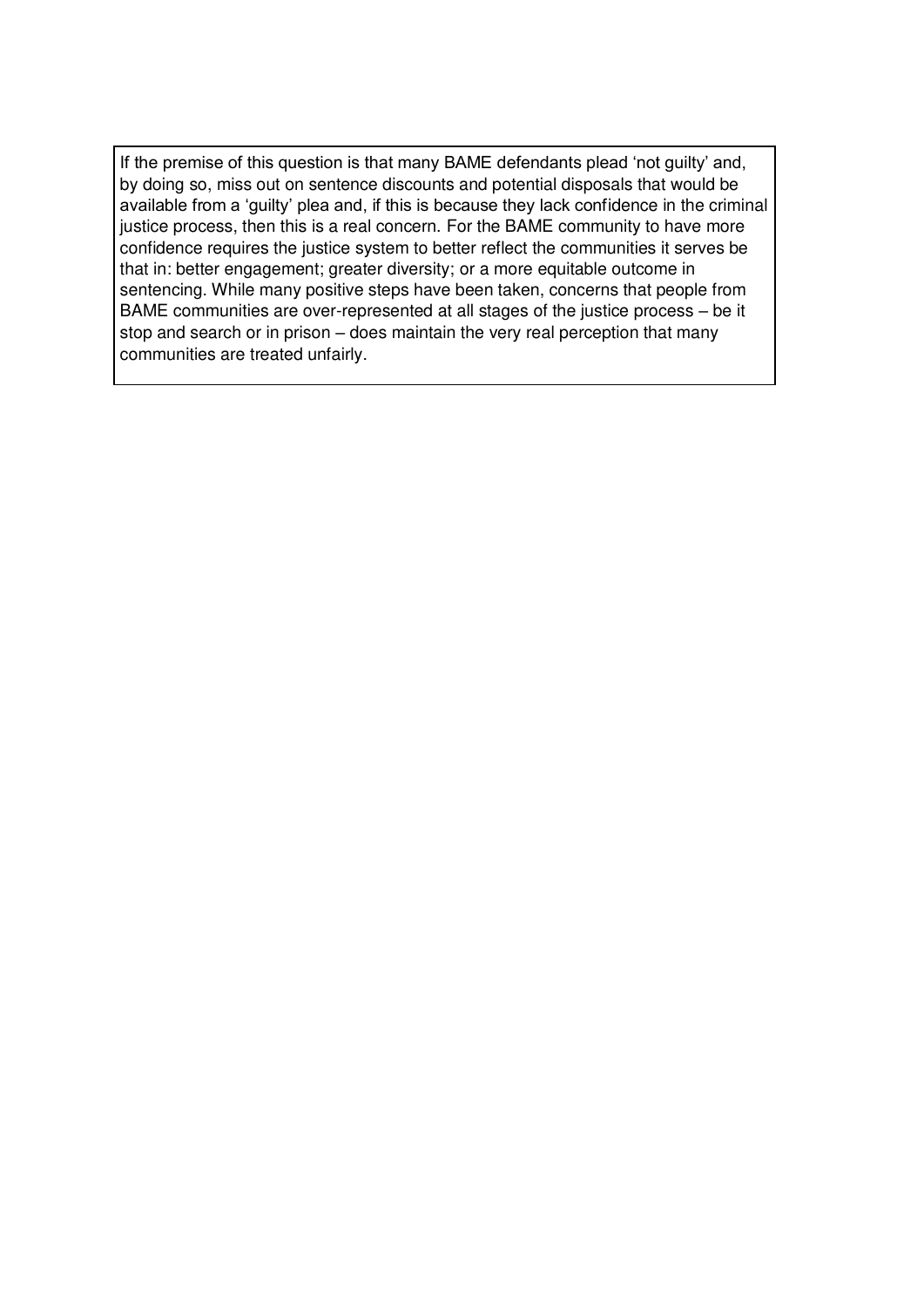If the premise of this question is that many BAME defendants plead 'not guilty' and, by doing so, miss out on sentence discounts and potential disposals that would be available from a 'guilty' plea and, if this is because they lack confidence in the criminal justice process, then this is a real concern. For the BAME community to have more confidence requires the justice system to better reflect the communities it serves be that in: better engagement; greater diversity; or a more equitable outcome in sentencing. While many positive steps have been taken, concerns that people from BAME communities are over-represented at all stages of the justice process – be it stop and search or in prison – does maintain the very real perception that many communities are treated unfairly.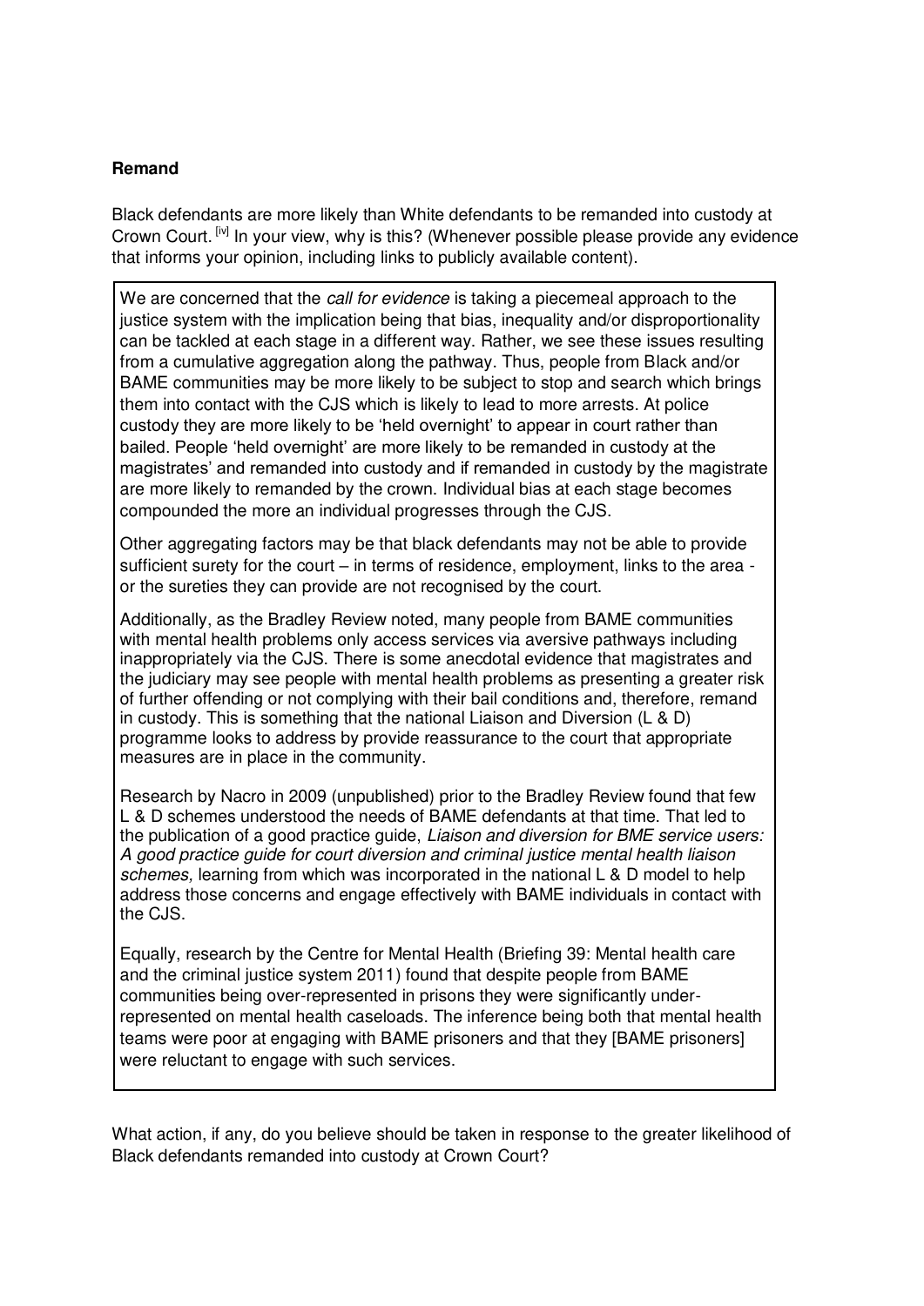**Remand**

Black defendants are more likely than White defendants to be remanded into custody at Crown Court. [iv] In your view, why is this? (Whenever possible please provide any evidence that informs your opinion, including links to publicly available content).

We are concerned that the *call for evidence* is taking a piecemeal approach to the justice system with the implication being that bias, inequality and/or disproportionality can be tackled at each stage in a different way. Rather, we see these issues resulting from a cumulative aggregation along the pathway. Thus, people from Black and/or BAME communities may be more likely to be subject to stop and search which brings them into contact with the CJS which is likely to lead to more arrests. At police custody they are more likely to be 'held overnight' to appear in court rather than bailed. People 'held overnight' are more likely to be remanded in custody at the magistrates' and remanded into custody and if remanded in custody by the magistrate are more likely to remanded by the crown. Individual bias at each stage becomes compounded the more an individual progresses through the CJS.

Other aggregating factors may be that black defendants may not be able to provide sufficient surety for the court – in terms of residence, employment, links to the area - or the sureties they can provide are not recognised by the court.

Additionally, as the Bradley Review noted, many people from BAME communities with mental health problems only access services via aversive pathways including inappropriately via the CJS. There is some anecdotal evidence that magistrates and the judiciary may see people with mental health problems as presenting a greater risk of further offending or not complying with their bail conditions and, therefore, remand in custody. This is something that the national Liaison and Diversion (L & D) programme looks to address by provide reassurance to the court that appropriate measures are in place in the community.

Research by Nacro in 2009 (unpublished) prior to the Bradley Review found that few L & D schemes understood the needs of BAME defendants at that time. That led to the publication of a good practice guide, *Liaison and diversion for BME service users: A good practice guide for court diversion and criminal justice mental health liaison schemes,* learning from which was incorporated in the national L & D model to help address those concerns and engage effectively with BAME individuals in contact with the CJS.

Equally, research by the Centre for Mental Health (Briefing 39: Mental health care and the criminal justice system 2011) found that despite people from BAME communities being over-represented in prisons they were significantly under-represented on mental health caseloads. The inference being both that mental health teams were poor at engaging with BAME prisoners and that they [BAME prisoners] were reluctant to engage with such services.

What action, if any, do you believe should be taken in response to the greater likelihood of Black defendants remanded into custody at Crown Court?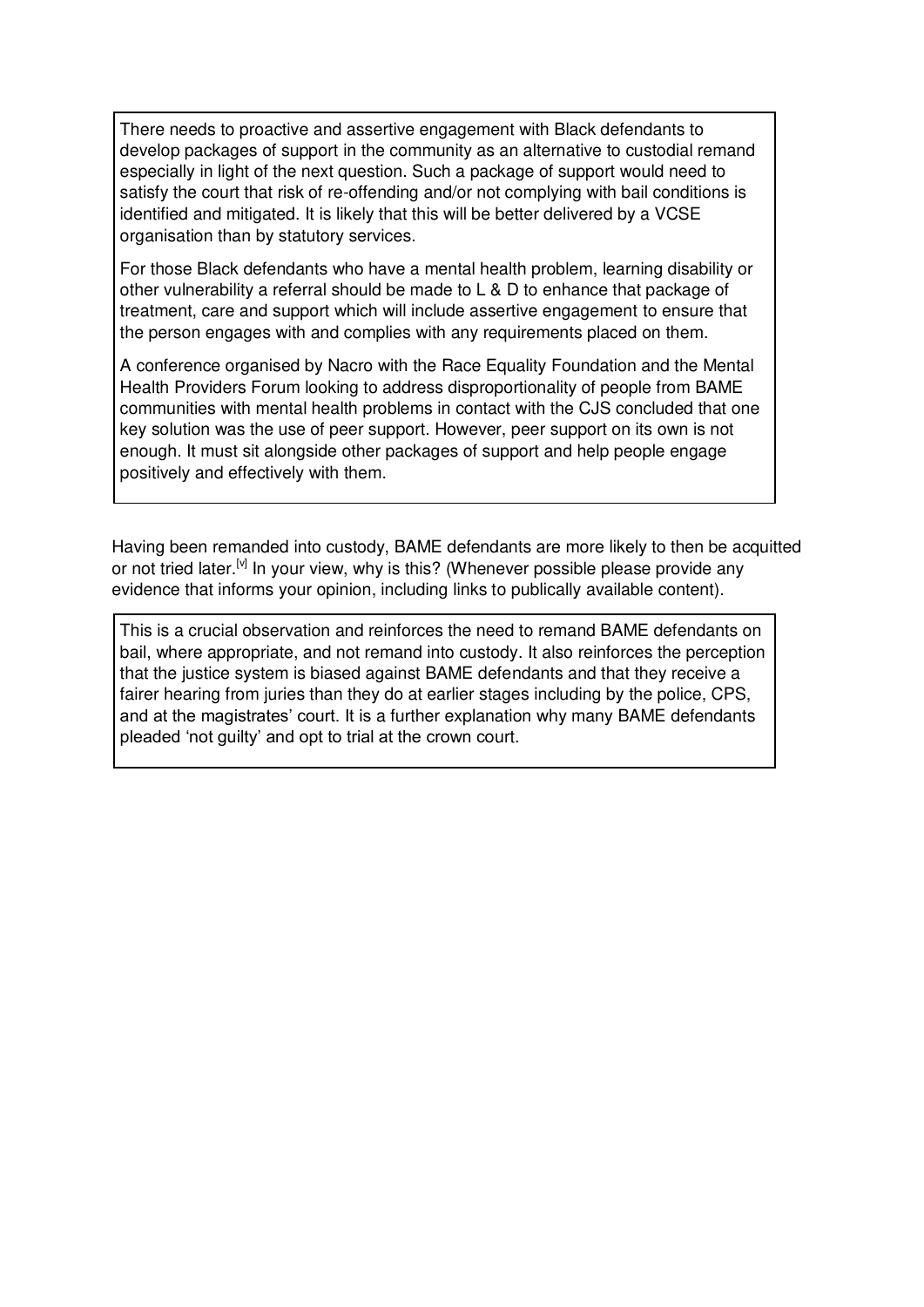There needs to proactive and assertive engagement with Black defendants to develop packages of support in the community as an alternative to custodial remand especially in light of the next question. Such a package of support would need to satisfy the court that risk of re-offending and/or not complying with bail conditions is identified and mitigated. It is likely that this will be better delivered by a VCSE organisation than by statutory services.

For those Black defendants who have a mental health problem, learning disability or other vulnerability a referral should be made to L & D to enhance that package of treatment, care and support which will include assertive engagement to ensure that the person engages with and complies with any requirements placed on them.

A conference organised by Nacro with the Race Equality Foundation and the Mental Health Providers Forum looking to address disproportionality of people from BAME communities with mental health problems in contact with the CJS concluded that one key solution was the use of peer support. However, peer support on its own is not enough. It must sit alongside other packages of support and help people engage positively and effectively with them.

Having been remanded into custody, BAME defendants are more likely to then be acquitted or not tried later.[v] In your view, why is this? (Whenever possible please provide any evidence that informs your opinion, including links to publically available content).

This is a crucial observation and reinforces the need to remand BAME defendants on bail, where appropriate, and not remand into custody. It also reinforces the perception that the justice system is biased against BAME defendants and that they receive a fairer hearing from juries than they do at earlier stages including by the police, CPS, and at the magistrates' court. It is a further explanation why many BAME defendants pleaded 'not guilty' and opt to trial at the crown court.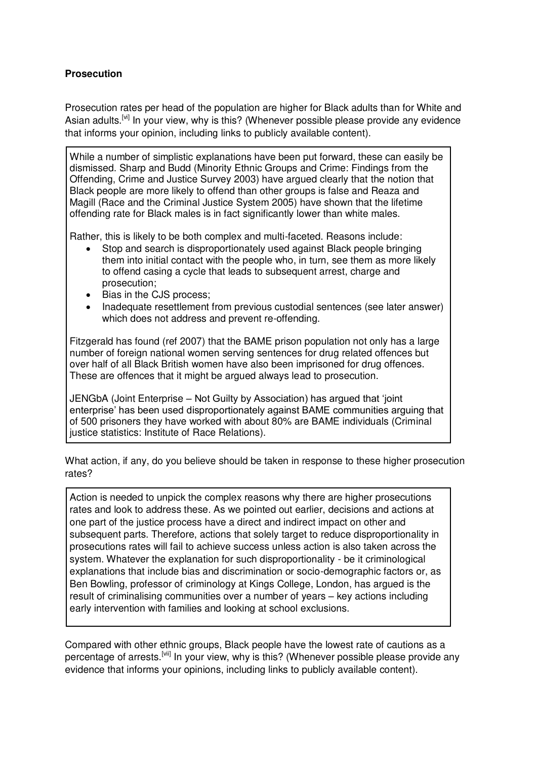**Prosecution**

Prosecution rates per head of the population are higher for Black adults than for White and Asian adults.[vi] In your view, why is this? (Whenever possible please provide any evidence that informs your opinion, including links to publicly available content).

While a number of simplistic explanations have been put forward, these can easily be dismissed. Sharp and Budd (Minority Ethnic Groups and Crime: Findings from the Offending, Crime and Justice Survey 2003) have argued clearly that the notion that Black people are more likely to offend than other groups is false and Reaza and Magill (Race and the Criminal Justice System 2005) have shown that the lifetime offending rate for Black males is in fact significantly lower than white males.

Rather, this is likely to be both complex and multi-faceted. Reasons include:

- Stop and search is disproportionately used against Black people bringing them into initial contact with the people who, in turn, see them as more likely to offend casing a cycle that leads to subsequent arrest, charge and prosecution;
- Bias in the CJS process;
- Inadequate resettlement from previous custodial sentences (see later answer) which does not address and prevent re-offending.

Fitzgerald has found (ref 2007) that the BAME prison population not only has a large number of foreign national women serving sentences for drug related offences but over half of all Black British women have also been imprisoned for drug offences. These are offences that it might be argued always lead to prosecution.

JENGbA (Joint Enterprise – Not Guilty by Association) has argued that 'joint enterprise' has been used disproportionately against BAME communities arguing that of 500 prisoners they have worked with about 80% are BAME individuals (Criminal justice statistics: Institute of Race Relations).

What action, if any, do you believe should be taken in response to these higher prosecution rates?

Action is needed to unpick the complex reasons why there are higher prosecutions rates and look to address these. As we pointed out earlier, decisions and actions at one part of the justice process have a direct and indirect impact on other and subsequent parts. Therefore, actions that solely target to reduce disproportionality in prosecutions rates will fail to achieve success unless action is also taken across the system. Whatever the explanation for such disproportionality - be it criminological explanations that include bias and discrimination or socio-demographic factors or, as Ben Bowling, professor of criminology at Kings College, London, has argued is the result of criminalising communities over a number of years – key actions including early intervention with families and looking at school exclusions.

Compared with other ethnic groups, Black people have the lowest rate of cautions as a percentage of arrests.[vii] In your view, why is this? (Whenever possible please provide any evidence that informs your opinions, including links to publicly available content).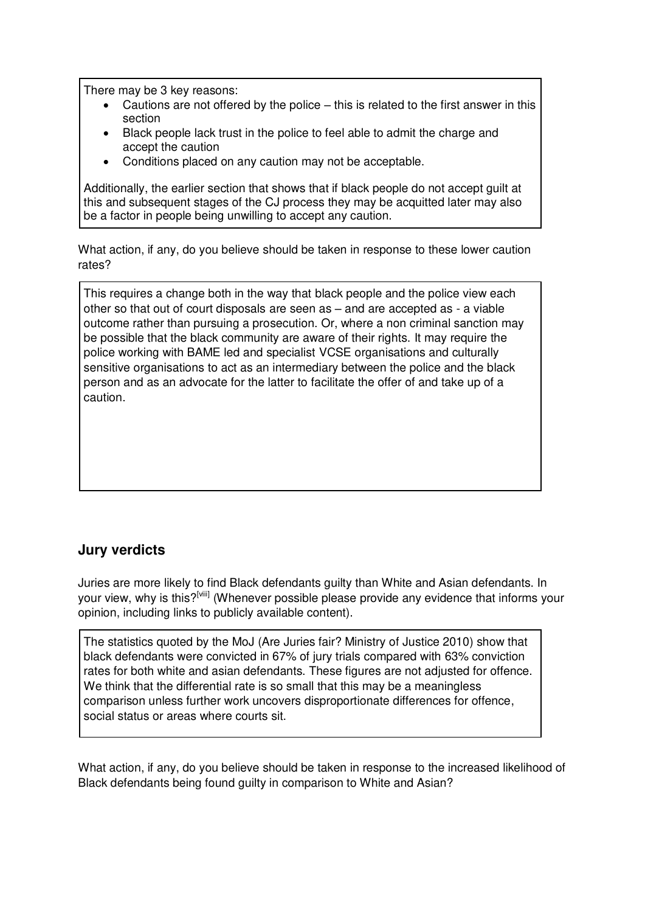There may be 3 key reasons:

- Cautions are not offered by the police – this is related to the first answer in this section
- Black people lack trust in the police to feel able to admit the charge and accept the caution
- Conditions placed on any caution may not be acceptable.

Additionally, the earlier section that shows that if black people do not accept guilt at this and subsequent stages of the CJ process they may be acquitted later may also be a factor in people being unwilling to accept any caution.

What action, if any, do you believe should be taken in response to these lower caution rates?

This requires a change both in the way that black people and the police view each other so that out of court disposals are seen as – and are accepted as - a viable outcome rather than pursuing a prosecution. Or, where a non criminal sanction may be possible that the black community are aware of their rights. It may require the police working with BAME led and specialist VCSE organisations and culturally sensitive organisations to act as an intermediary between the police and the black person and as an advocate for the latter to facilitate the offer of and take up of a caution.

## Jury verdicts

Juries are more likely to find Black defendants guilty than White and Asian defendants. In your view, why is this?[viii] (Whenever possible please provide any evidence that informs your opinion, including links to publicly available content).

The statistics quoted by the MoJ (Are Juries fair? Ministry of Justice 2010) show that black defendants were convicted in 67% of jury trials compared with 63% conviction rates for both white and asian defendants. These figures are not adjusted for offence. We think that the differential rate is so small that this may be a meaningless comparison unless further work uncovers disproportionate differences for offence, social status or areas where courts sit.

What action, if any, do you believe should be taken in response to the increased likelihood of Black defendants being found guilty in comparison to White and Asian?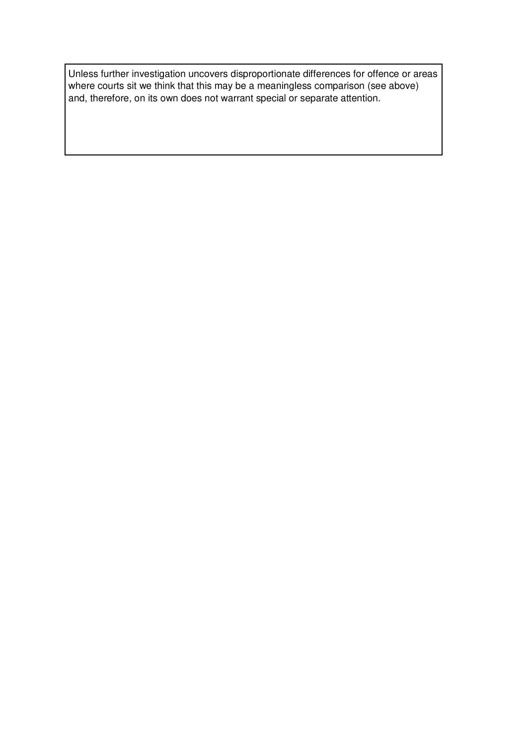Unless further investigation uncovers disproportionate differences for offence or areas where courts sit we think that this may be a meaningless comparison (see above) and, therefore, on its own does not warrant special or separate attention.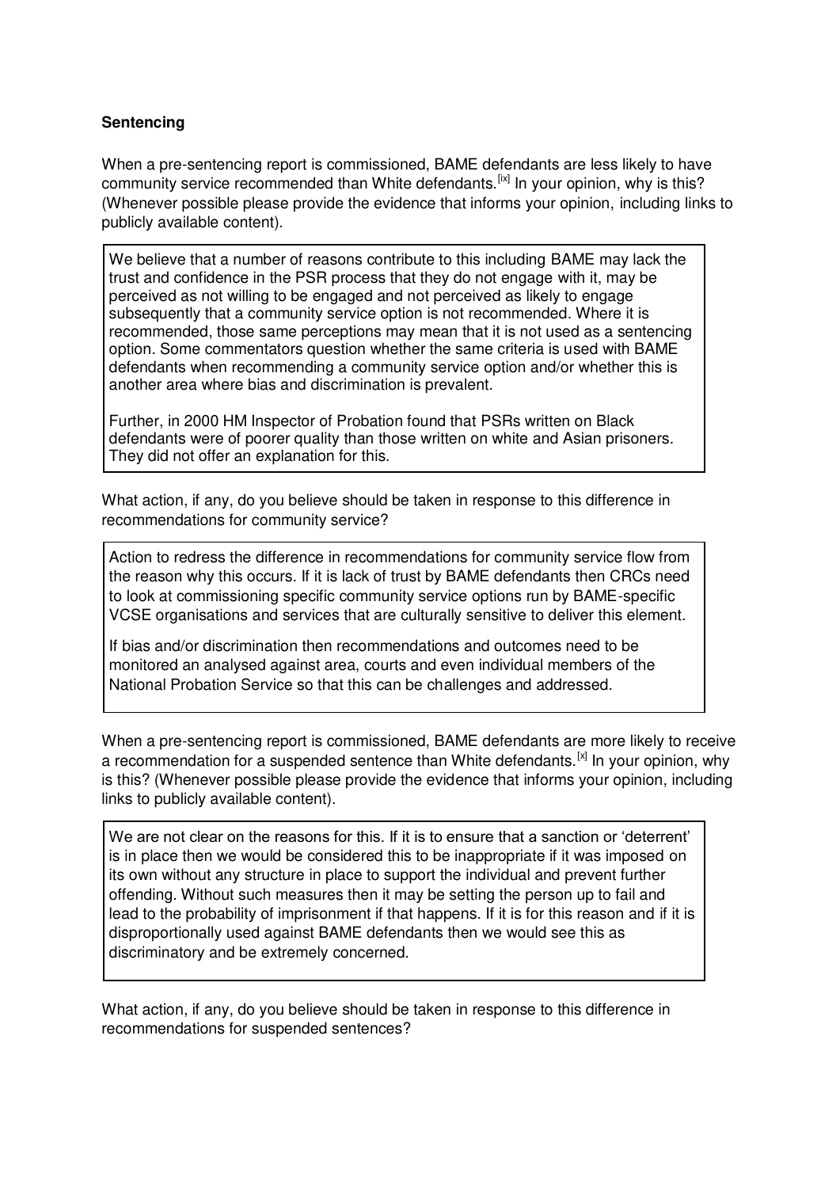**Sentencing**

When a pre-sentencing report is commissioned, BAME defendants are less likely to have community service recommended than White defendants.[ix] In your opinion, why is this? (Whenever possible please provide the evidence that informs your opinion, including links to publicly available content).

> We believe that a number of reasons contribute to this including BAME may lack the trust and confidence in the PSR process that they do not engage with it, may be perceived as not willing to be engaged and not perceived as likely to engage subsequently that a community service option is not recommended. Where it is recommended, those same perceptions may mean that it is not used as a sentencing option. Some commentators question whether the same criteria is used with BAME defendants when recommending a community service option and/or whether this is another area where bias and discrimination is prevalent.
>
> Further, in 2000 HM Inspector of Probation found that PSRs written on Black defendants were of poorer quality than those written on white and Asian prisoners. They did not offer an explanation for this.

What action, if any, do you believe should be taken in response to this difference in recommendations for community service?

> Action to redress the difference in recommendations for community service flow from the reason why this occurs. If it is lack of trust by BAME defendants then CRCs need to look at commissioning specific community service options run by BAME-specific VCSE organisations and services that are culturally sensitive to deliver this element.
>
> If bias and/or discrimination then recommendations and outcomes need to be monitored an analysed against area, courts and even individual members of the National Probation Service so that this can be challenges and addressed.

When a pre-sentencing report is commissioned, BAME defendants are more likely to receive a recommendation for a suspended sentence than White defendants.[x] In your opinion, why is this? (Whenever possible please provide the evidence that informs your opinion, including links to publicly available content).

> We are not clear on the reasons for this. If it is to ensure that a sanction or 'deterrent' is in place then we would be considered this to be inappropriate if it was imposed on its own without any structure in place to support the individual and prevent further offending. Without such measures then it may be setting the person up to fail and lead to the probability of imprisonment if that happens. If it is for this reason and if it is disproportionally used against BAME defendants then we would see this as discriminatory and be extremely concerned.

What action, if any, do you believe should be taken in response to this difference in recommendations for suspended sentences?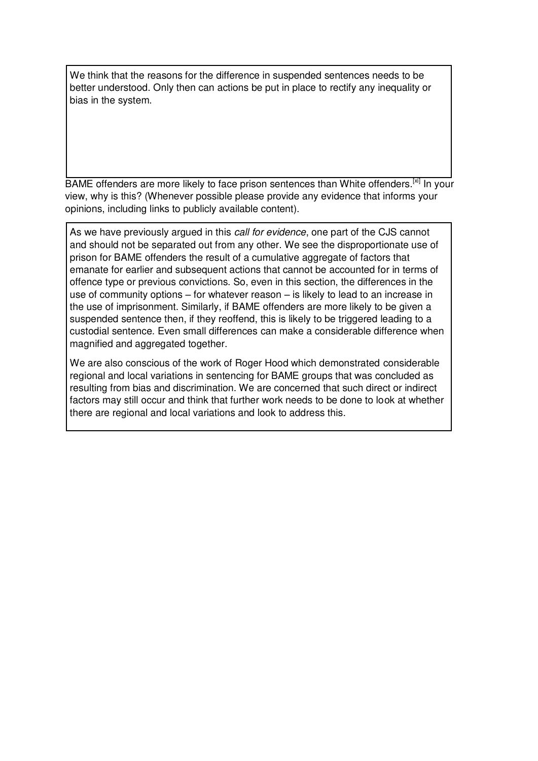We think that the reasons for the difference in suspended sentences needs to be better understood. Only then can actions be put in place to rectify any inequality or bias in the system.

BAME offenders are more likely to face prison sentences than White offenders.[xi] In your view, why is this? (Whenever possible please provide any evidence that informs your opinions, including links to publicly available content).

As we have previously argued in this *call for evidence*, one part of the CJS cannot and should not be separated out from any other. We see the disproportionate use of prison for BAME offenders the result of a cumulative aggregate of factors that emanate for earlier and subsequent actions that cannot be accounted for in terms of offence type or previous convictions. So, even in this section, the differences in the use of community options – for whatever reason – is likely to lead to an increase in the use of imprisonment. Similarly, if BAME offenders are more likely to be given a suspended sentence then, if they reoffend, this is likely to be triggered leading to a custodial sentence. Even small differences can make a considerable difference when magnified and aggregated together.

We are also conscious of the work of Roger Hood which demonstrated considerable regional and local variations in sentencing for BAME groups that was concluded as resulting from bias and discrimination. We are concerned that such direct or indirect factors may still occur and think that further work needs to be done to look at whether there are regional and local variations and look to address this.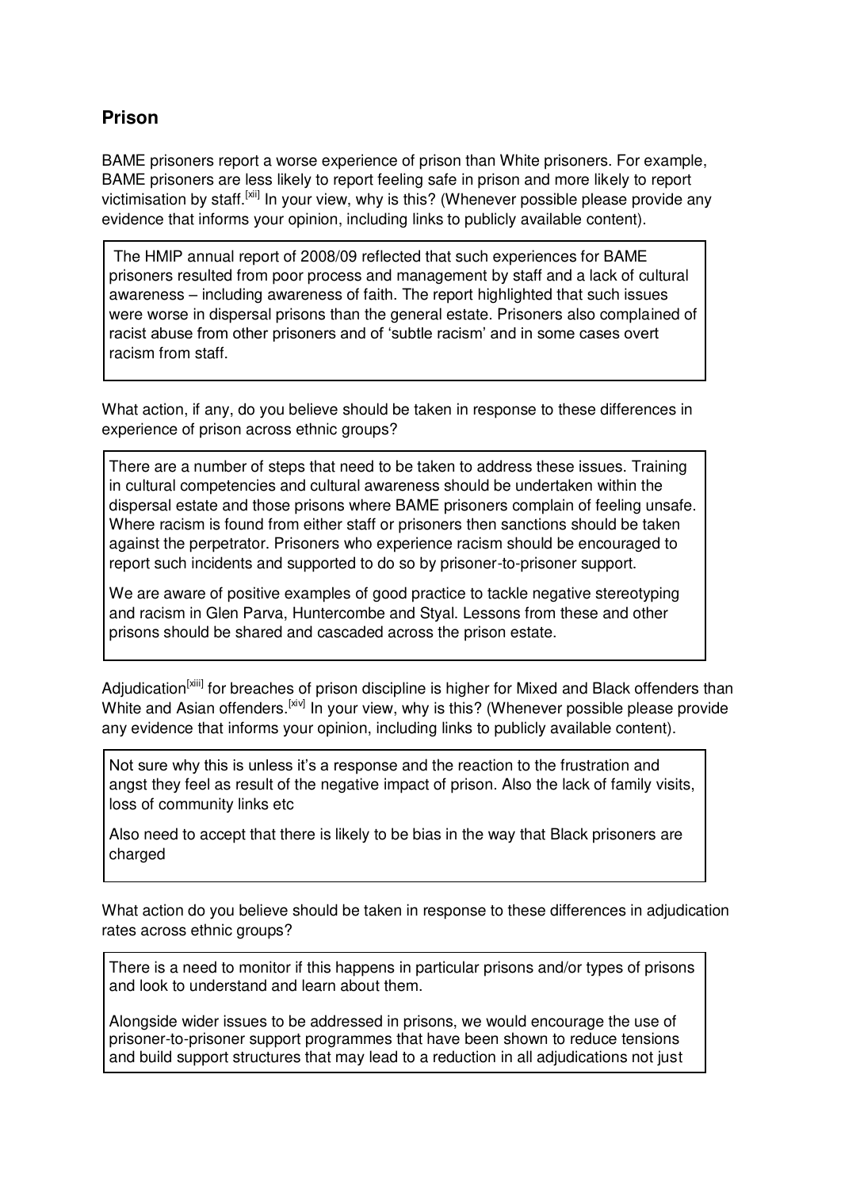## Prison

BAME prisoners report a worse experience of prison than White prisoners. For example, BAME prisoners are less likely to report feeling safe in prison and more likely to report victimisation by staff.[xii] In your view, why is this? (Whenever possible please provide any evidence that informs your opinion, including links to publicly available content).

The HMIP annual report of 2008/09 reflected that such experiences for BAME prisoners resulted from poor process and management by staff and a lack of cultural awareness – including awareness of faith. The report highlighted that such issues were worse in dispersal prisons than the general estate. Prisoners also complained of racist abuse from other prisoners and of 'subtle racism' and in some cases overt racism from staff.

What action, if any, do you believe should be taken in response to these differences in experience of prison across ethnic groups?

There are a number of steps that need to be taken to address these issues. Training in cultural competencies and cultural awareness should be undertaken within the dispersal estate and those prisons where BAME prisoners complain of feeling unsafe. Where racism is found from either staff or prisoners then sanctions should be taken against the perpetrator. Prisoners who experience racism should be encouraged to report such incidents and supported to do so by prisoner-to-prisoner support.

We are aware of positive examples of good practice to tackle negative stereotyping and racism in Glen Parva, Huntercombe and Styal. Lessons from these and other prisons should be shared and cascaded across the prison estate.

Adjudication[xiii] for breaches of prison discipline is higher for Mixed and Black offenders than White and Asian offenders.[xiv] In your view, why is this? (Whenever possible please provide any evidence that informs your opinion, including links to publicly available content).

Not sure why this is unless it's a response and the reaction to the frustration and angst they feel as result of the negative impact of prison. Also the lack of family visits, loss of community links etc

Also need to accept that there is likely to be bias in the way that Black prisoners are charged

What action do you believe should be taken in response to these differences in adjudication rates across ethnic groups?

There is a need to monitor if this happens in particular prisons and/or types of prisons and look to understand and learn about them.

Alongside wider issues to be addressed in prisons, we would encourage the use of prisoner-to-prisoner support programmes that have been shown to reduce tensions and build support structures that may lead to a reduction in all adjudications not just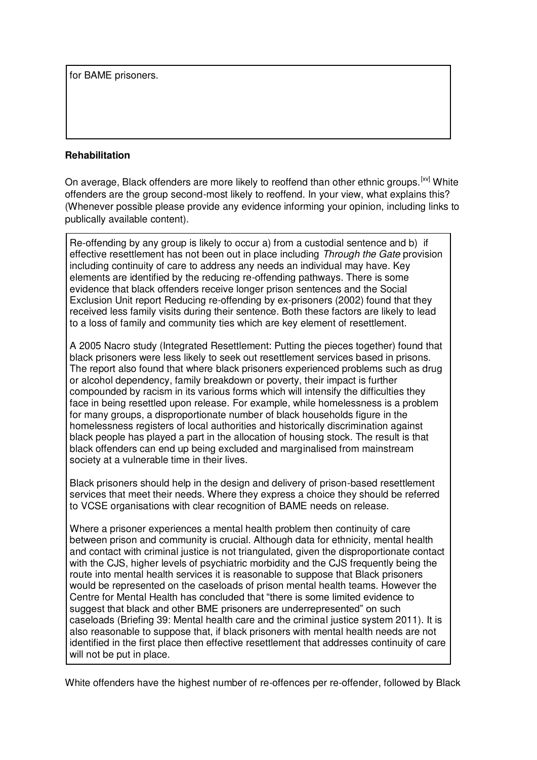for BAME prisoners.

**Rehabilitation**

On average, Black offenders are more likely to reoffend than other ethnic groups.[xv] White offenders are the group second-most likely to reoffend. In your view, what explains this? (Whenever possible please provide any evidence informing your opinion, including links to publically available content).

Re-offending by any group is likely to occur a) from a custodial sentence and b) if effective resettlement has not been out in place including *Through the Gate* provision including continuity of care to address any needs an individual may have. Key elements are identified by the reducing re-offending pathways. There is some evidence that black offenders receive longer prison sentences and the Social Exclusion Unit report Reducing re-offending by ex-prisoners (2002) found that they received less family visits during their sentence. Both these factors are likely to lead to a loss of family and community ties which are key element of resettlement.

A 2005 Nacro study (Integrated Resettlement: Putting the pieces together) found that black prisoners were less likely to seek out resettlement services based in prisons. The report also found that where black prisoners experienced problems such as drug or alcohol dependency, family breakdown or poverty, their impact is further compounded by racism in its various forms which will intensify the difficulties they face in being resettled upon release. For example, while homelessness is a problem for many groups, a disproportionate number of black households figure in the homelessness registers of local authorities and historically discrimination against black people has played a part in the allocation of housing stock. The result is that black offenders can end up being excluded and marginalised from mainstream society at a vulnerable time in their lives.

Black prisoners should help in the design and delivery of prison-based resettlement services that meet their needs. Where they express a choice they should be referred to VCSE organisations with clear recognition of BAME needs on release.

Where a prisoner experiences a mental health problem then continuity of care between prison and community is crucial. Although data for ethnicity, mental health and contact with criminal justice is not triangulated, given the disproportionate contact with the CJS, higher levels of psychiatric morbidity and the CJS frequently being the route into mental health services it is reasonable to suppose that Black prisoners would be represented on the caseloads of prison mental health teams. However the Centre for Mental Health has concluded that "there is some limited evidence to suggest that black and other BME prisoners are underrepresented" on such caseloads (Briefing 39: Mental health care and the criminal justice system 2011). It is also reasonable to suppose that, if black prisoners with mental health needs are not identified in the first place then effective resettlement that addresses continuity of care will not be put in place.

White offenders have the highest number of re-offences per re-offender, followed by Black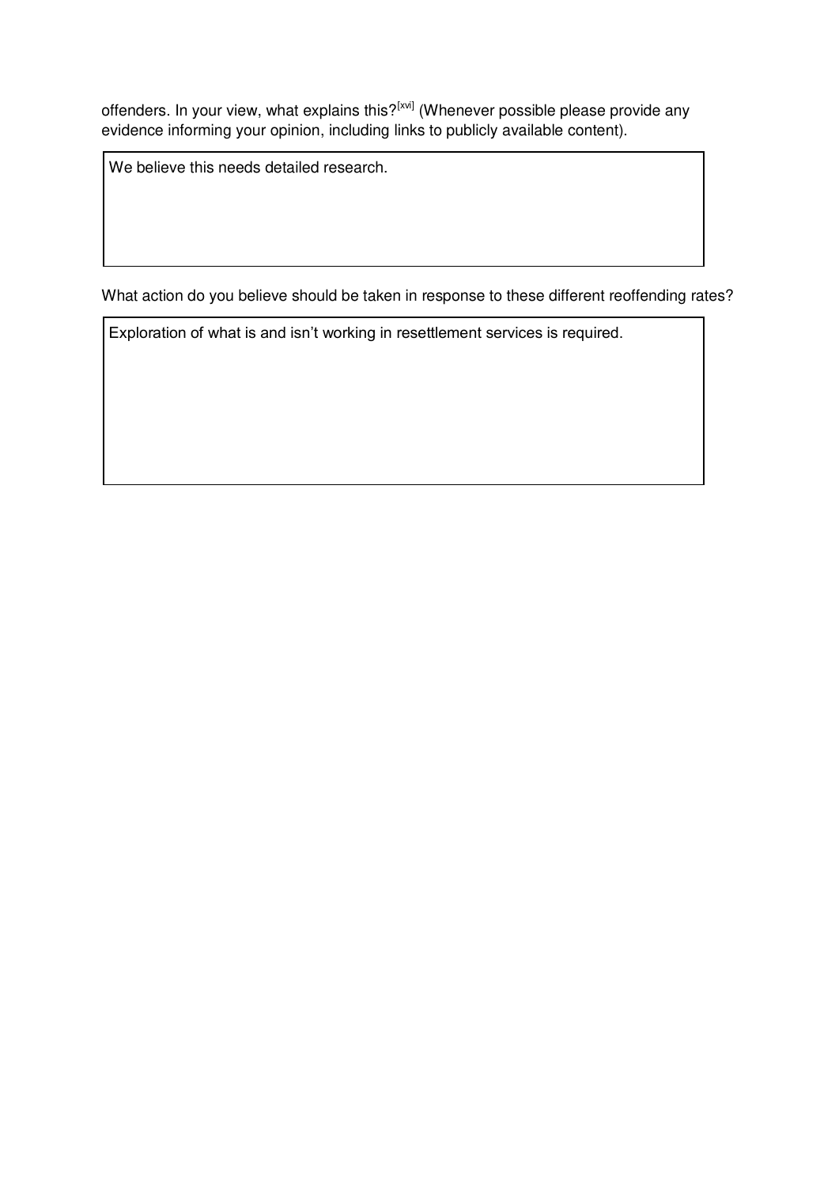offenders. In your view, what explains this?[xvi] (Whenever possible please provide any evidence informing your opinion, including links to publicly available content).

| We believe this needs detailed research. |
|---|

What action do you believe should be taken in response to these different reoffending rates?

| Exploration of what is and isn't working in resettlement services is required. |
|---|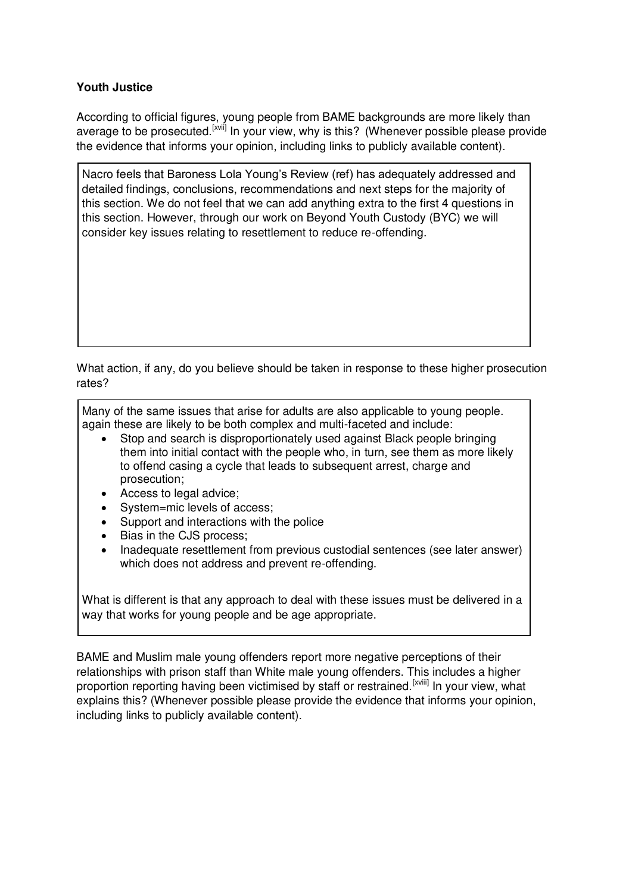**Youth Justice**

According to official figures, young people from BAME backgrounds are more likely than average to be prosecuted.[xvii] In your view, why is this? (Whenever possible please provide the evidence that informs your opinion, including links to publicly available content).

Nacro feels that Baroness Lola Young's Review (ref) has adequately addressed and detailed findings, conclusions, recommendations and next steps for the majority of this section. We do not feel that we can add anything extra to the first 4 questions in this section. However, through our work on Beyond Youth Custody (BYC) we will consider key issues relating to resettlement to reduce re-offending.

What action, if any, do you believe should be taken in response to these higher prosecution rates?

Many of the same issues that arise for adults are also applicable to young people. again these are likely to be both complex and multi-faceted and include:

- Stop and search is disproportionately used against Black people bringing them into initial contact with the people who, in turn, see them as more likely to offend casing a cycle that leads to subsequent arrest, charge and prosecution;
- Access to legal advice;
- System=mic levels of access;
- Support and interactions with the police
- Bias in the CJS process;
- Inadequate resettlement from previous custodial sentences (see later answer) which does not address and prevent re-offending.

What is different is that any approach to deal with these issues must be delivered in a way that works for young people and be age appropriate.

BAME and Muslim male young offenders report more negative perceptions of their relationships with prison staff than White male young offenders. This includes a higher proportion reporting having been victimised by staff or restrained.[xviii] In your view, what explains this? (Whenever possible please provide the evidence that informs your opinion, including links to publicly available content).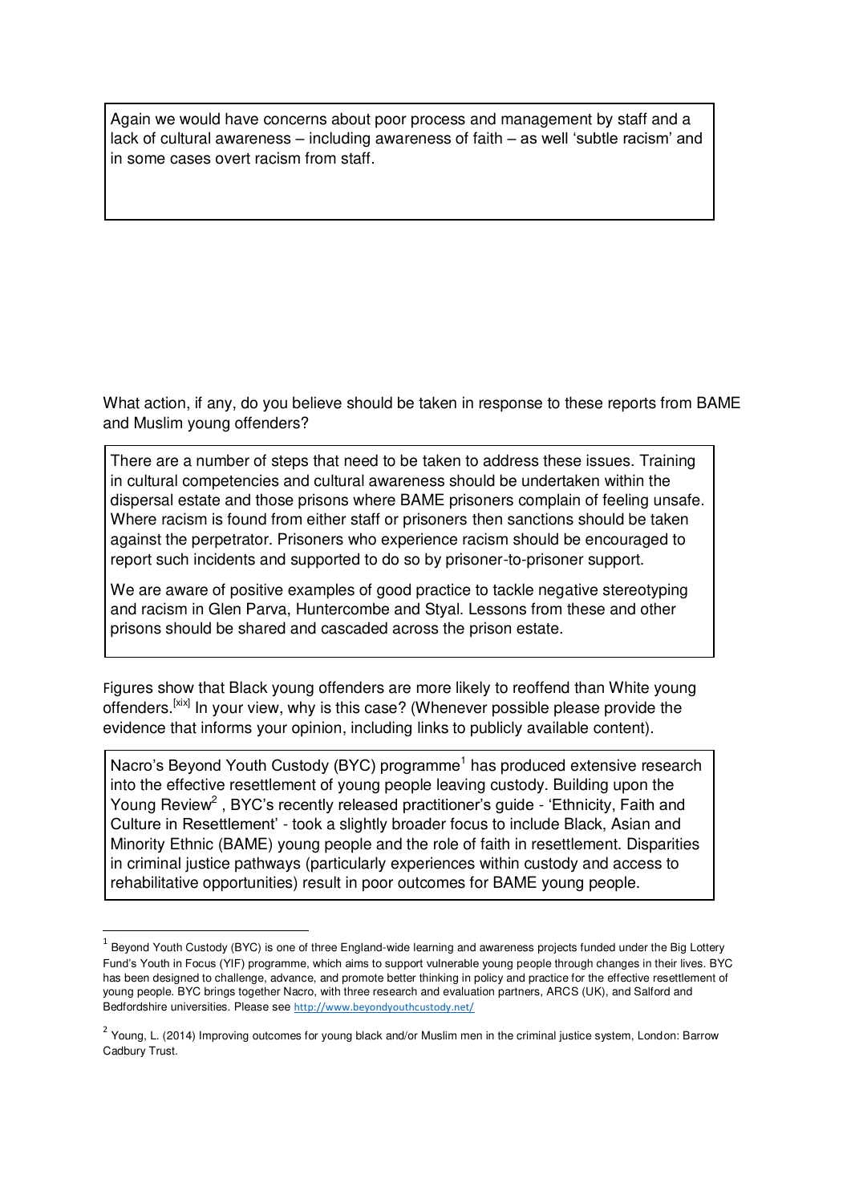Again we would have concerns about poor process and management by staff and a lack of cultural awareness – including awareness of faith – as well 'subtle racism' and in some cases overt racism from staff.

What action, if any, do you believe should be taken in response to these reports from BAME and Muslim young offenders?

There are a number of steps that need to be taken to address these issues. Training in cultural competencies and cultural awareness should be undertaken within the dispersal estate and those prisons where BAME prisoners complain of feeling unsafe. Where racism is found from either staff or prisoners then sanctions should be taken against the perpetrator. Prisoners who experience racism should be encouraged to report such incidents and supported to do so by prisoner-to-prisoner support.

We are aware of positive examples of good practice to tackle negative stereotyping and racism in Glen Parva, Huntercombe and Styal. Lessons from these and other prisons should be shared and cascaded across the prison estate.

Figures show that Black young offenders are more likely to reoffend than White young offenders.[xix] In your view, why is this case? (Whenever possible please provide the evidence that informs your opinion, including links to publicly available content).

Nacro's Beyond Youth Custody (BYC) programme[1] has produced extensive research into the effective resettlement of young people leaving custody. Building upon the Young Review[2], BYC's recently released practitioner's guide - 'Ethnicity, Faith and Culture in Resettlement' - took a slightly broader focus to include Black, Asian and Minority Ethnic (BAME) young people and the role of faith in resettlement. Disparities in criminal justice pathways (particularly experiences within custody and access to rehabilitative opportunities) result in poor outcomes for BAME young people.

---

[1] Beyond Youth Custody (BYC) is one of three England-wide learning and awareness projects funded under the Big Lottery Fund's Youth in Focus (YIF) programme, which aims to support vulnerable young people through changes in their lives. BYC has been designed to challenge, advance, and promote better thinking in policy and practice for the effective resettlement of young people. BYC brings together Nacro, with three research and evaluation partners, ARCS (UK), and Salford and Bedfordshire universities. Please see http://www.beyondyouthcustody.net/

[2] Young, L. (2014) Improving outcomes for young black and/or Muslim men in the criminal justice system, London: Barrow Cadbury Trust.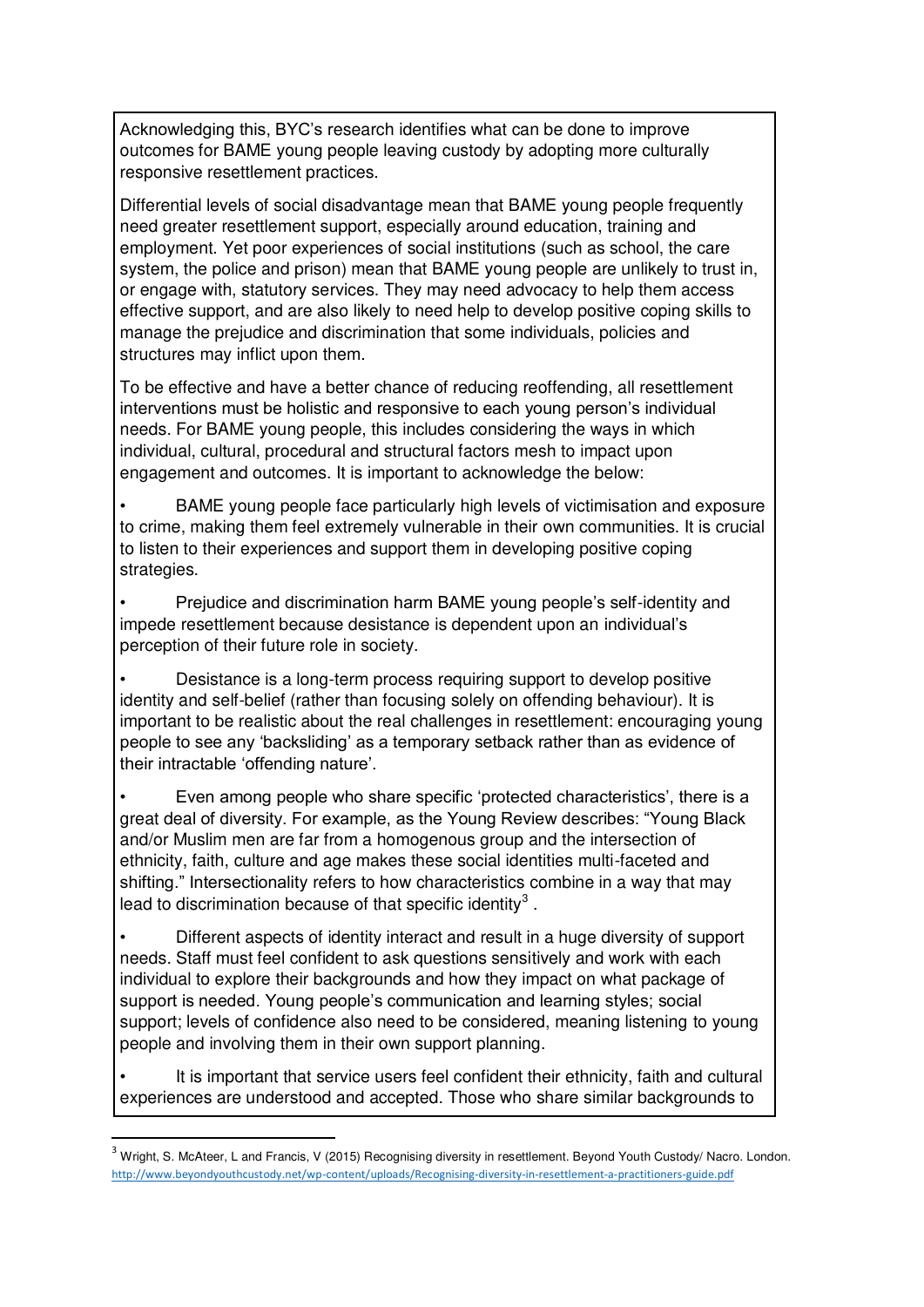Acknowledging this, BYC's research identifies what can be done to improve outcomes for BAME young people leaving custody by adopting more culturally responsive resettlement practices.

Differential levels of social disadvantage mean that BAME young people frequently need greater resettlement support, especially around education, training and employment. Yet poor experiences of social institutions (such as school, the care system, the police and prison) mean that BAME young people are unlikely to trust in, or engage with, statutory services. They may need advocacy to help them access effective support, and are also likely to need help to develop positive coping skills to manage the prejudice and discrimination that some individuals, policies and structures may inflict upon them.

To be effective and have a better chance of reducing reoffending, all resettlement interventions must be holistic and responsive to each young person's individual needs. For BAME young people, this includes considering the ways in which individual, cultural, procedural and structural factors mesh to impact upon engagement and outcomes. It is important to acknowledge the below:

- BAME young people face particularly high levels of victimisation and exposure to crime, making them feel extremely vulnerable in their own communities. It is crucial to listen to their experiences and support them in developing positive coping strategies.
- Prejudice and discrimination harm BAME young people's self-identity and impede resettlement because desistance is dependent upon an individual's perception of their future role in society.
- Desistance is a long-term process requiring support to develop positive identity and self-belief (rather than focusing solely on offending behaviour). It is important to be realistic about the real challenges in resettlement: encouraging young people to see any 'backsliding' as a temporary setback rather than as evidence of their intractable 'offending nature'.
- Even among people who share specific 'protected characteristics', there is a great deal of diversity. For example, as the Young Review describes: "Young Black and/or Muslim men are far from a homogenous group and the intersection of ethnicity, faith, culture and age makes these social identities multi-faceted and shifting." Intersectionality refers to how characteristics combine in a way that may lead to discrimination because of that specific identity[3] .
- Different aspects of identity interact and result in a huge diversity of support needs. Staff must feel confident to ask questions sensitively and work with each individual to explore their backgrounds and how they impact on what package of support is needed. Young people's communication and learning styles; social support; levels of confidence also need to be considered, meaning listening to young people and involving them in their own support planning.
- It is important that service users feel confident their ethnicity, faith and cultural experiences are understood and accepted. Those who share similar backgrounds to

[3] Wright, S. McAteer, L and Francis, V (2015) Recognising diversity in resettlement. Beyond Youth Custody/ Nacro. London. http://www.beyondyouthcustody.net/wp-content/uploads/Recognising-diversity-in-resettlement-a-practitioners-guide.pdf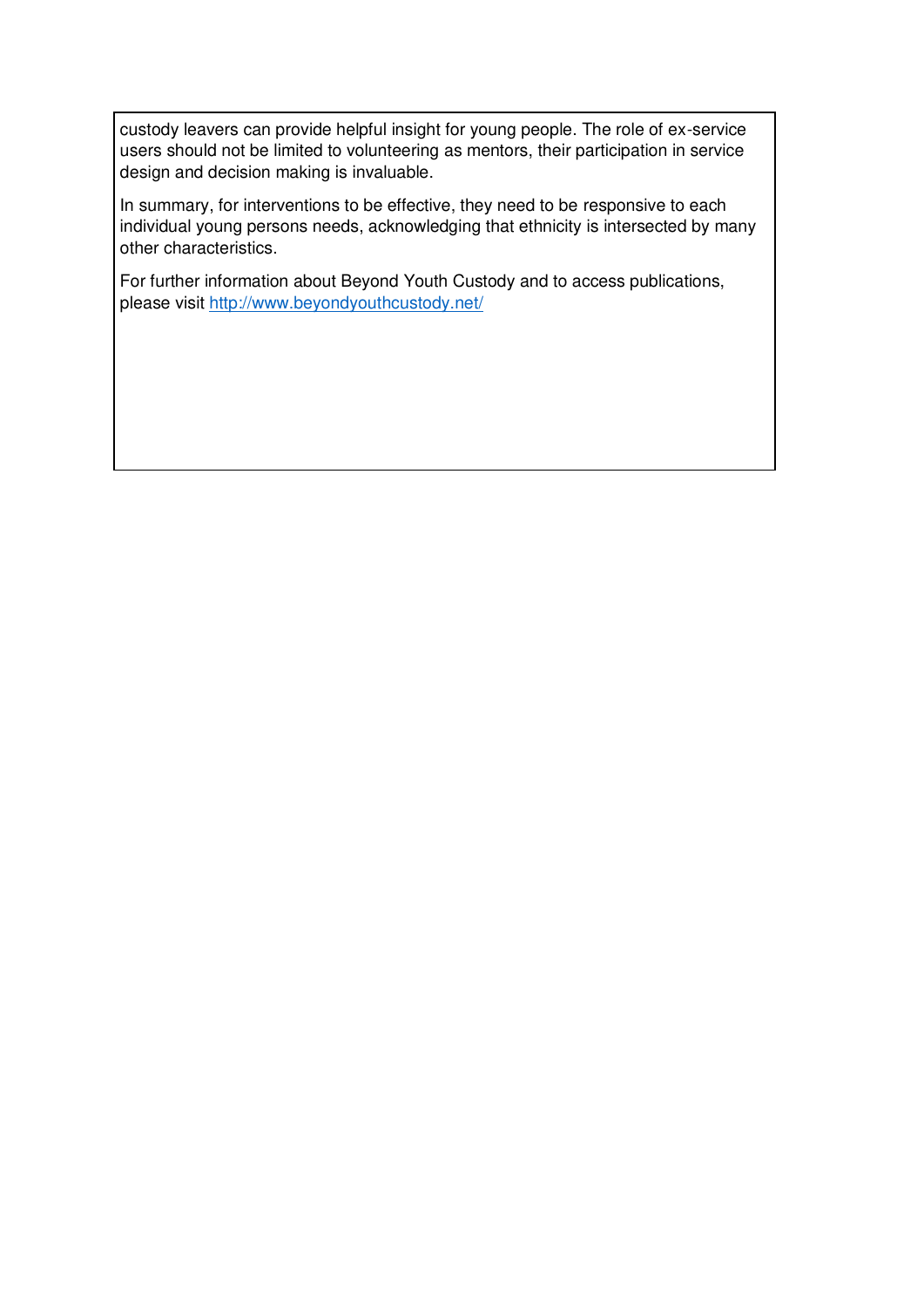custody leavers can provide helpful insight for young people. The role of ex-service users should not be limited to volunteering as mentors, their participation in service design and decision making is invaluable.

In summary, for interventions to be effective, they need to be responsive to each individual young persons needs, acknowledging that ethnicity is intersected by many other characteristics.

For further information about Beyond Youth Custody and to access publications, please visit [http://www.beyondyouthcustody.net/](http://www.beyondyouthcustody.net/)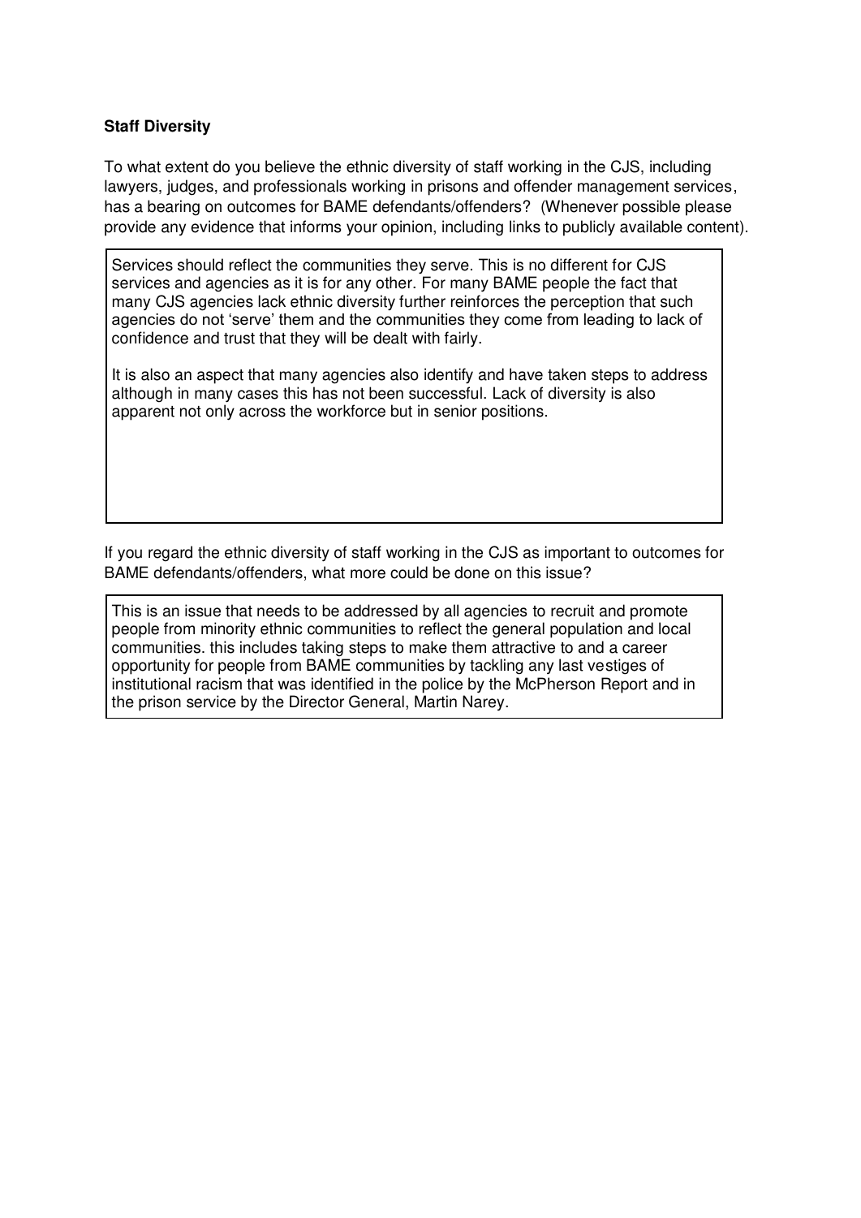**Staff Diversity**

To what extent do you believe the ethnic diversity of staff working in the CJS, including lawyers, judges, and professionals working in prisons and offender management services, has a bearing on outcomes for BAME defendants/offenders? (Whenever possible please provide any evidence that informs your opinion, including links to publicly available content).

> Services should reflect the communities they serve. This is no different for CJS services and agencies as it is for any other. For many BAME people the fact that many CJS agencies lack ethnic diversity further reinforces the perception that such agencies do not 'serve' them and the communities they come from leading to lack of confidence and trust that they will be dealt with fairly.
>
> It is also an aspect that many agencies also identify and have taken steps to address although in many cases this has not been successful. Lack of diversity is also apparent not only across the workforce but in senior positions.

If you regard the ethnic diversity of staff working in the CJS as important to outcomes for BAME defendants/offenders, what more could be done on this issue?

> This is an issue that needs to be addressed by all agencies to recruit and promote people from minority ethnic communities to reflect the general population and local communities. this includes taking steps to make them attractive to and a career opportunity for people from BAME communities by tackling any last vestiges of institutional racism that was identified in the police by the McPherson Report and in the prison service by the Director General, Martin Narey.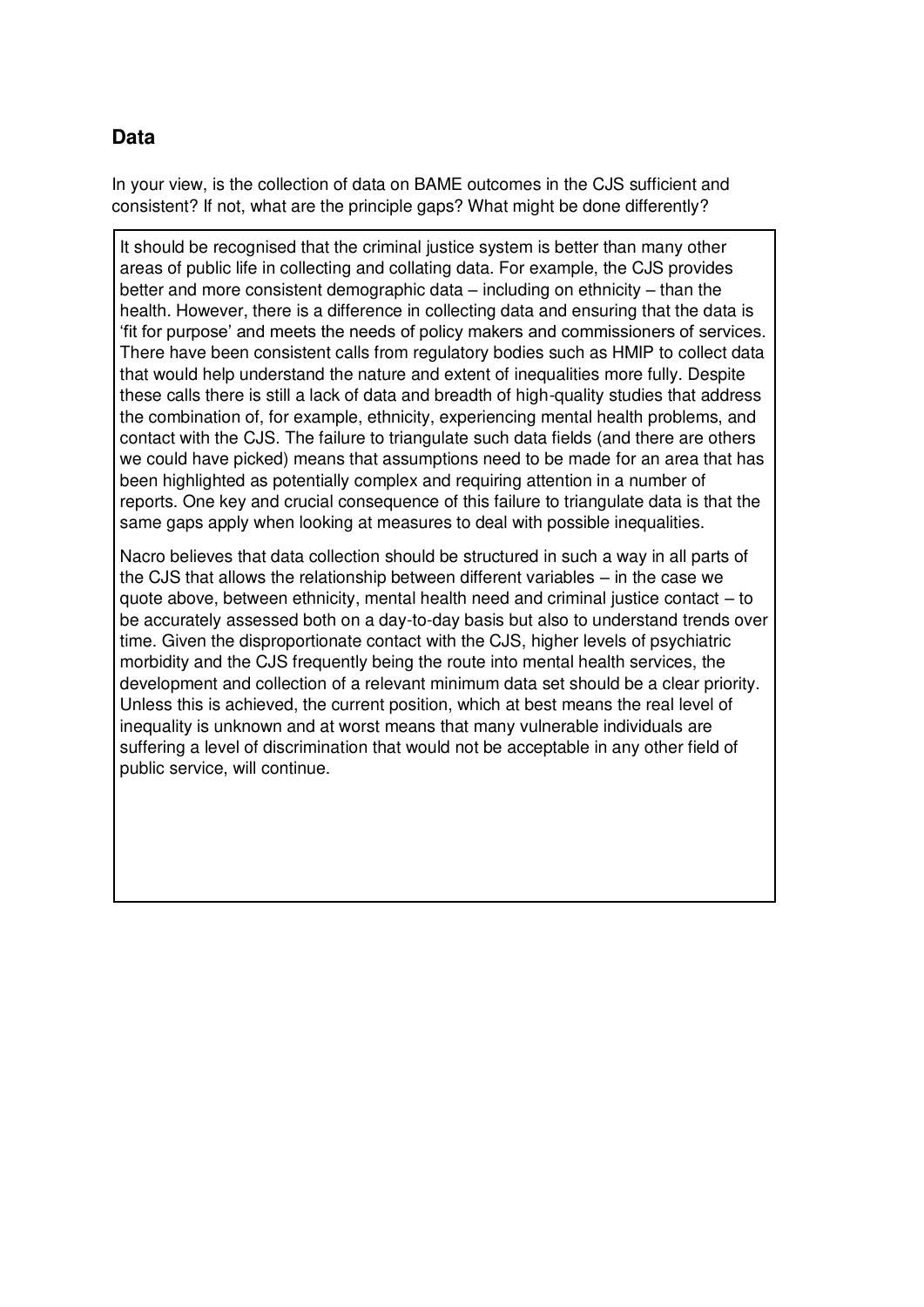## Data

In your view, is the collection of data on BAME outcomes in the CJS sufficient and consistent? If not, what are the principle gaps? What might be done differently?

It should be recognised that the criminal justice system is better than many other areas of public life in collecting and collating data. For example, the CJS provides better and more consistent demographic data – including on ethnicity – than the health. However, there is a difference in collecting data and ensuring that the data is 'fit for purpose' and meets the needs of policy makers and commissioners of services. There have been consistent calls from regulatory bodies such as HMIP to collect data that would help understand the nature and extent of inequalities more fully. Despite these calls there is still a lack of data and breadth of high-quality studies that address the combination of, for example, ethnicity, experiencing mental health problems, and contact with the CJS. The failure to triangulate such data fields (and there are others we could have picked) means that assumptions need to be made for an area that has been highlighted as potentially complex and requiring attention in a number of reports. One key and crucial consequence of this failure to triangulate data is that the same gaps apply when looking at measures to deal with possible inequalities.

Nacro believes that data collection should be structured in such a way in all parts of the CJS that allows the relationship between different variables – in the case we quote above, between ethnicity, mental health need and criminal justice contact – to be accurately assessed both on a day-to-day basis but also to understand trends over time. Given the disproportionate contact with the CJS, higher levels of psychiatric morbidity and the CJS frequently being the route into mental health services, the development and collection of a relevant minimum data set should be a clear priority. Unless this is achieved, the current position, which at best means the real level of inequality is unknown and at worst means that many vulnerable individuals are suffering a level of discrimination that would not be acceptable in any other field of public service, will continue.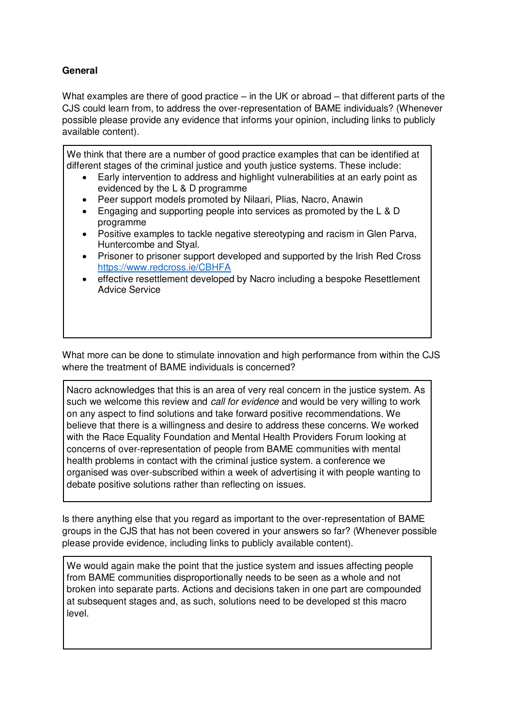**General**

What examples are there of good practice – in the UK or abroad – that different parts of the CJS could learn from, to address the over-representation of BAME individuals? (Whenever possible please provide any evidence that informs your opinion, including links to publicly available content).

We think that there are a number of good practice examples that can be identified at different stages of the criminal justice and youth justice systems. These include:

- Early intervention to address and highlight vulnerabilities at an early point as evidenced by the L & D programme
- Peer support models promoted by Nilaari, Plias, Nacro, Anawin
- Engaging and supporting people into services as promoted by the L & D programme
- Positive examples to tackle negative stereotyping and racism in Glen Parva, Huntercombe and Styal.
- Prisoner to prisoner support developed and supported by the Irish Red Cross https://www.redcross.ie/CBHFA
- effective resettlement developed by Nacro including a bespoke Resettlement Advice Service

What more can be done to stimulate innovation and high performance from within the CJS where the treatment of BAME individuals is concerned?

Nacro acknowledges that this is an area of very real concern in the justice system. As such we welcome this review and *call for evidence* and would be very willing to work on any aspect to find solutions and take forward positive recommendations. We believe that there is a willingness and desire to address these concerns. We worked with the Race Equality Foundation and Mental Health Providers Forum looking at concerns of over-representation of people from BAME communities with mental health problems in contact with the criminal justice system. a conference we organised was over-subscribed within a week of advertising it with people wanting to debate positive solutions rather than reflecting on issues.

Is there anything else that you regard as important to the over-representation of BAME groups in the CJS that has not been covered in your answers so far? (Whenever possible please provide evidence, including links to publicly available content).

We would again make the point that the justice system and issues affecting people from BAME communities disproportionally needs to be seen as a whole and not broken into separate parts. Actions and decisions taken in one part are compounded at subsequent stages and, as such, solutions need to be developed st this macro level.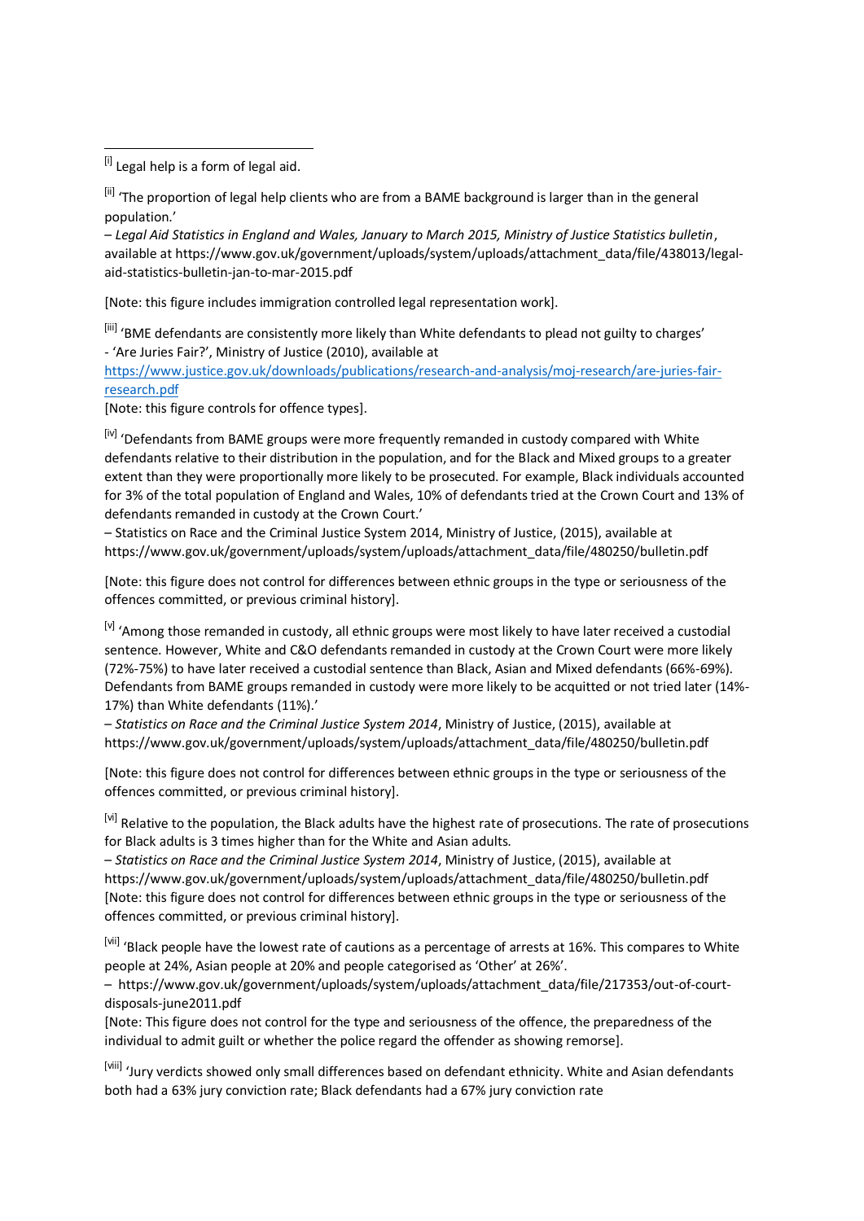[i] Legal help is a form of legal aid.

[ii] 'The proportion of legal help clients who are from a BAME background is larger than in the general population.'
– *Legal Aid Statistics in England and Wales, January to March 2015, Ministry of Justice Statistics bulletin*, available at https://www.gov.uk/government/uploads/system/uploads/attachment_data/file/438013/legal-aid-statistics-bulletin-jan-to-mar-2015.pdf

[Note: this figure includes immigration controlled legal representation work].

[iii] 'BME defendants are consistently more likely than White defendants to plead not guilty to charges'
- 'Are Juries Fair?', Ministry of Justice (2010), available at
https://www.justice.gov.uk/downloads/publications/research-and-analysis/moj-research/are-juries-fair-research.pdf
[Note: this figure controls for offence types].

[iv] 'Defendants from BAME groups were more frequently remanded in custody compared with White defendants relative to their distribution in the population, and for the Black and Mixed groups to a greater extent than they were proportionally more likely to be prosecuted. For example, Black individuals accounted for 3% of the total population of England and Wales, 10% of defendants tried at the Crown Court and 13% of defendants remanded in custody at the Crown Court.'
– Statistics on Race and the Criminal Justice System 2014, Ministry of Justice, (2015), available at https://www.gov.uk/government/uploads/system/uploads/attachment_data/file/480250/bulletin.pdf

[Note: this figure does not control for differences between ethnic groups in the type or seriousness of the offences committed, or previous criminal history].

[v] 'Among those remanded in custody, all ethnic groups were most likely to have later received a custodial sentence. However, White and C&O defendants remanded in custody at the Crown Court were more likely (72%-75%) to have later received a custodial sentence than Black, Asian and Mixed defendants (66%-69%). Defendants from BAME groups remanded in custody were more likely to be acquitted or not tried later (14%-17%) than White defendants (11%).'
– *Statistics on Race and the Criminal Justice System 2014*, Ministry of Justice, (2015), available at https://www.gov.uk/government/uploads/system/uploads/attachment_data/file/480250/bulletin.pdf

[Note: this figure does not control for differences between ethnic groups in the type or seriousness of the offences committed, or previous criminal history].

[vi] Relative to the population, the Black adults have the highest rate of prosecutions. The rate of prosecutions for Black adults is 3 times higher than for the White and Asian adults.
– *Statistics on Race and the Criminal Justice System 2014*, Ministry of Justice, (2015), available at https://www.gov.uk/government/uploads/system/uploads/attachment_data/file/480250/bulletin.pdf
[Note: this figure does not control for differences between ethnic groups in the type or seriousness of the offences committed, or previous criminal history].

[vii] 'Black people have the lowest rate of cautions as a percentage of arrests at 16%. This compares to White people at 24%, Asian people at 20% and people categorised as 'Other' at 26%'.
– https://www.gov.uk/government/uploads/system/uploads/attachment_data/file/217353/out-of-court-disposals-june2011.pdf
[Note: This figure does not control for the type and seriousness of the offence, the preparedness of the individual to admit guilt or whether the police regard the offender as showing remorse].

[viii] 'Jury verdicts showed only small differences based on defendant ethnicity. White and Asian defendants both had a 63% jury conviction rate; Black defendants had a 67% jury conviction rate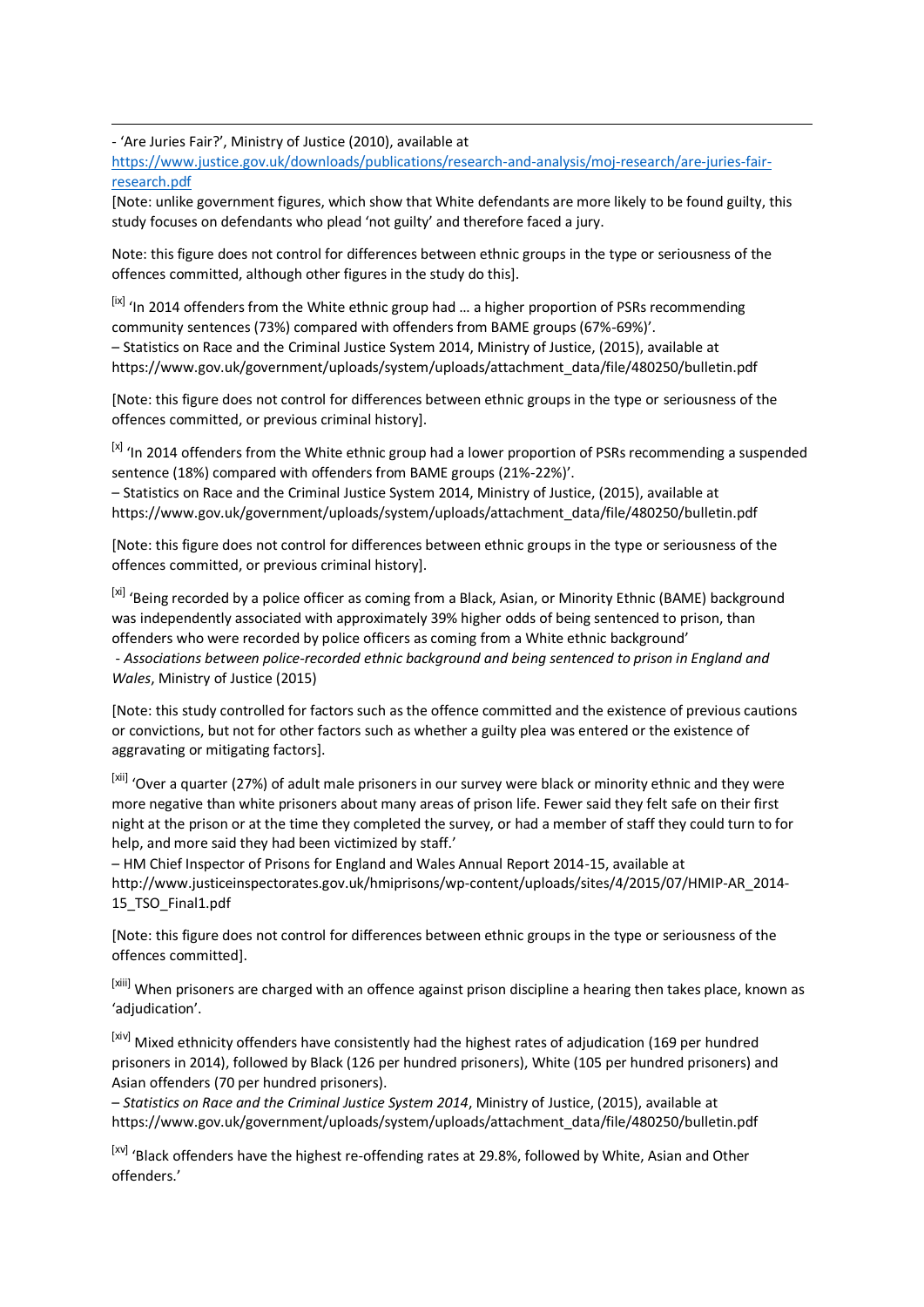- 'Are Juries Fair?', Ministry of Justice (2010), available at [https://www.justice.gov.uk/downloads/publications/research-and-analysis/moj-research/are-juries-fair-research.pdf](https://www.justice.gov.uk/downloads/publications/research-and-analysis/moj-research/are-juries-fair-research.pdf)

[Note: unlike government figures, which show that White defendants are more likely to be found guilty, this study focuses on defendants who plead 'not guilty' and therefore faced a jury.

Note: this figure does not control for differences between ethnic groups in the type or seriousness of the offences committed, although other figures in the study do this].

[ix] 'In 2014 offenders from the White ethnic group had … a higher proportion of PSRs recommending community sentences (73%) compared with offenders from BAME groups (67%-69%)'.
– Statistics on Race and the Criminal Justice System 2014, Ministry of Justice, (2015), available at https://www.gov.uk/government/uploads/system/uploads/attachment_data/file/480250/bulletin.pdf

[Note: this figure does not control for differences between ethnic groups in the type or seriousness of the offences committed, or previous criminal history].

[x] 'In 2014 offenders from the White ethnic group had a lower proportion of PSRs recommending a suspended sentence (18%) compared with offenders from BAME groups (21%-22%)'.
– Statistics on Race and the Criminal Justice System 2014, Ministry of Justice, (2015), available at https://www.gov.uk/government/uploads/system/uploads/attachment_data/file/480250/bulletin.pdf

[Note: this figure does not control for differences between ethnic groups in the type or seriousness of the offences committed, or previous criminal history].

[xi] 'Being recorded by a police officer as coming from a Black, Asian, or Minority Ethnic (BAME) background was independently associated with approximately 39% higher odds of being sentenced to prison, than offenders who were recorded by police officers as coming from a White ethnic background'
- *Associations between police-recorded ethnic background and being sentenced to prison in England and Wales*, Ministry of Justice (2015)

[Note: this study controlled for factors such as the offence committed and the existence of previous cautions or convictions, but not for other factors such as whether a guilty plea was entered or the existence of aggravating or mitigating factors].

[xii] 'Over a quarter (27%) of adult male prisoners in our survey were black or minority ethnic and they were more negative than white prisoners about many areas of prison life. Fewer said they felt safe on their first night at the prison or at the time they completed the survey, or had a member of staff they could turn to for help, and more said they had been victimized by staff.'
– HM Chief Inspector of Prisons for England and Wales Annual Report 2014-15, available at http://www.justiceinspectorates.gov.uk/hmiprisons/wp-content/uploads/sites/4/2015/07/HMIP-AR_2014-15_TSO_Final1.pdf

[Note: this figure does not control for differences between ethnic groups in the type or seriousness of the offences committed].

[xiii] When prisoners are charged with an offence against prison discipline a hearing then takes place, known as 'adjudication'.

[xiv] Mixed ethnicity offenders have consistently had the highest rates of adjudication (169 per hundred prisoners in 2014), followed by Black (126 per hundred prisoners), White (105 per hundred prisoners) and Asian offenders (70 per hundred prisoners).
– *Statistics on Race and the Criminal Justice System 2014*, Ministry of Justice, (2015), available at https://www.gov.uk/government/uploads/system/uploads/attachment_data/file/480250/bulletin.pdf

[xv] 'Black offenders have the highest re-offending rates at 29.8%, followed by White, Asian and Other offenders.'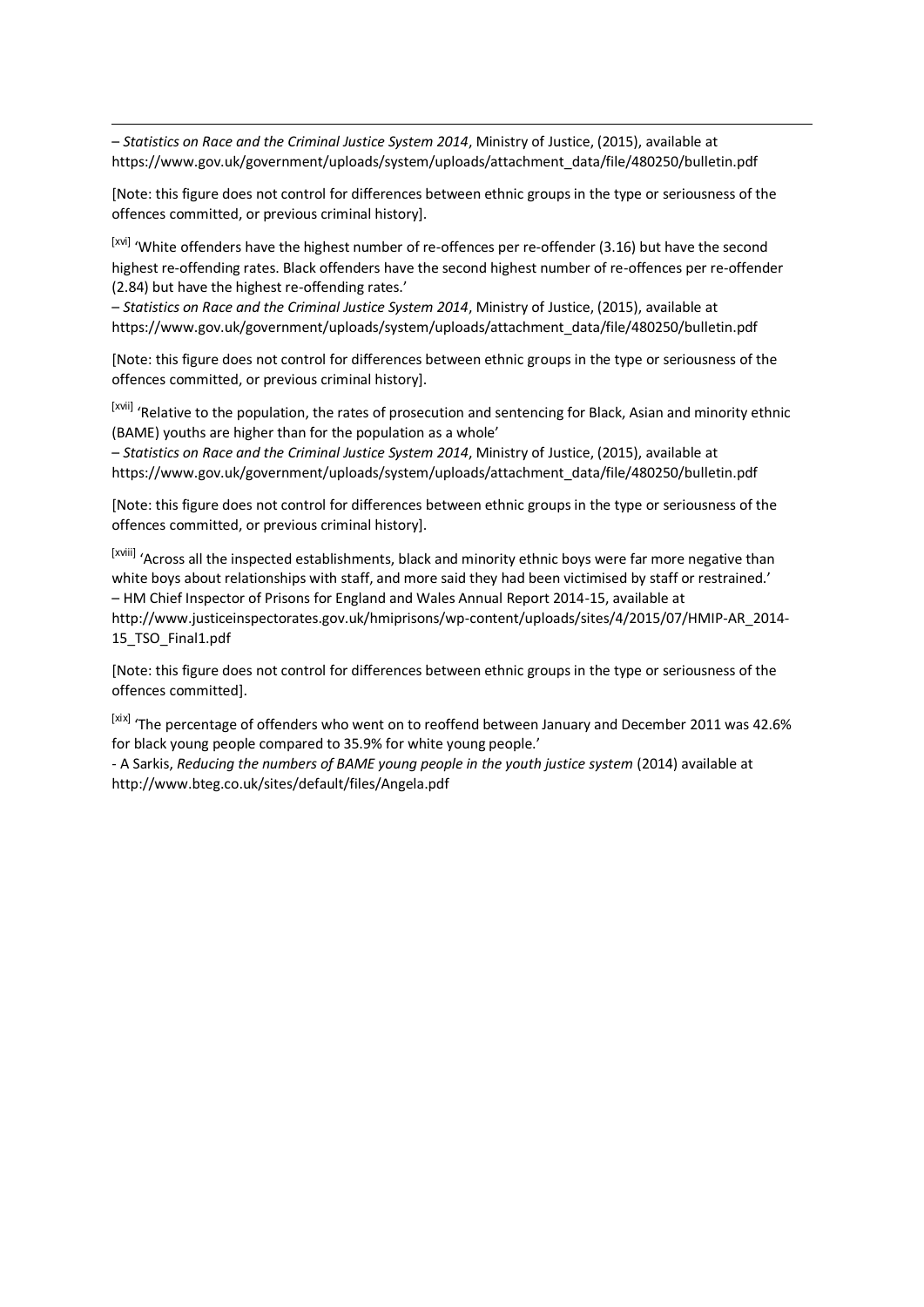– *Statistics on Race and the Criminal Justice System 2014*, Ministry of Justice, (2015), available at https://www.gov.uk/government/uploads/system/uploads/attachment_data/file/480250/bulletin.pdf

[Note: this figure does not control for differences between ethnic groups in the type or seriousness of the offences committed, or previous criminal history].

[xvi] 'White offenders have the highest number of re-offences per re-offender (3.16) but have the second highest re-offending rates. Black offenders have the second highest number of re-offences per re-offender (2.84) but have the highest re-offending rates.'
– *Statistics on Race and the Criminal Justice System 2014*, Ministry of Justice, (2015), available at https://www.gov.uk/government/uploads/system/uploads/attachment_data/file/480250/bulletin.pdf

[Note: this figure does not control for differences between ethnic groups in the type or seriousness of the offences committed, or previous criminal history].

[xvii] 'Relative to the population, the rates of prosecution and sentencing for Black, Asian and minority ethnic (BAME) youths are higher than for the population as a whole'
– *Statistics on Race and the Criminal Justice System 2014*, Ministry of Justice, (2015), available at https://www.gov.uk/government/uploads/system/uploads/attachment_data/file/480250/bulletin.pdf

[Note: this figure does not control for differences between ethnic groups in the type or seriousness of the offences committed, or previous criminal history].

[xviii] 'Across all the inspected establishments, black and minority ethnic boys were far more negative than white boys about relationships with staff, and more said they had been victimised by staff or restrained.'
– HM Chief Inspector of Prisons for England and Wales Annual Report 2014-15, available at http://www.justiceinspectorates.gov.uk/hmiprisons/wp-content/uploads/sites/4/2015/07/HMIP-AR_2014-15_TSO_Final1.pdf

[Note: this figure does not control for differences between ethnic groups in the type or seriousness of the offences committed].

[xix] 'The percentage of offenders who went on to reoffend between January and December 2011 was 42.6% for black young people compared to 35.9% for white young people.'
- A Sarkis, *Reducing the numbers of BAME young people in the youth justice system* (2014) available at http://www.bteg.co.uk/sites/default/files/Angela.pdf